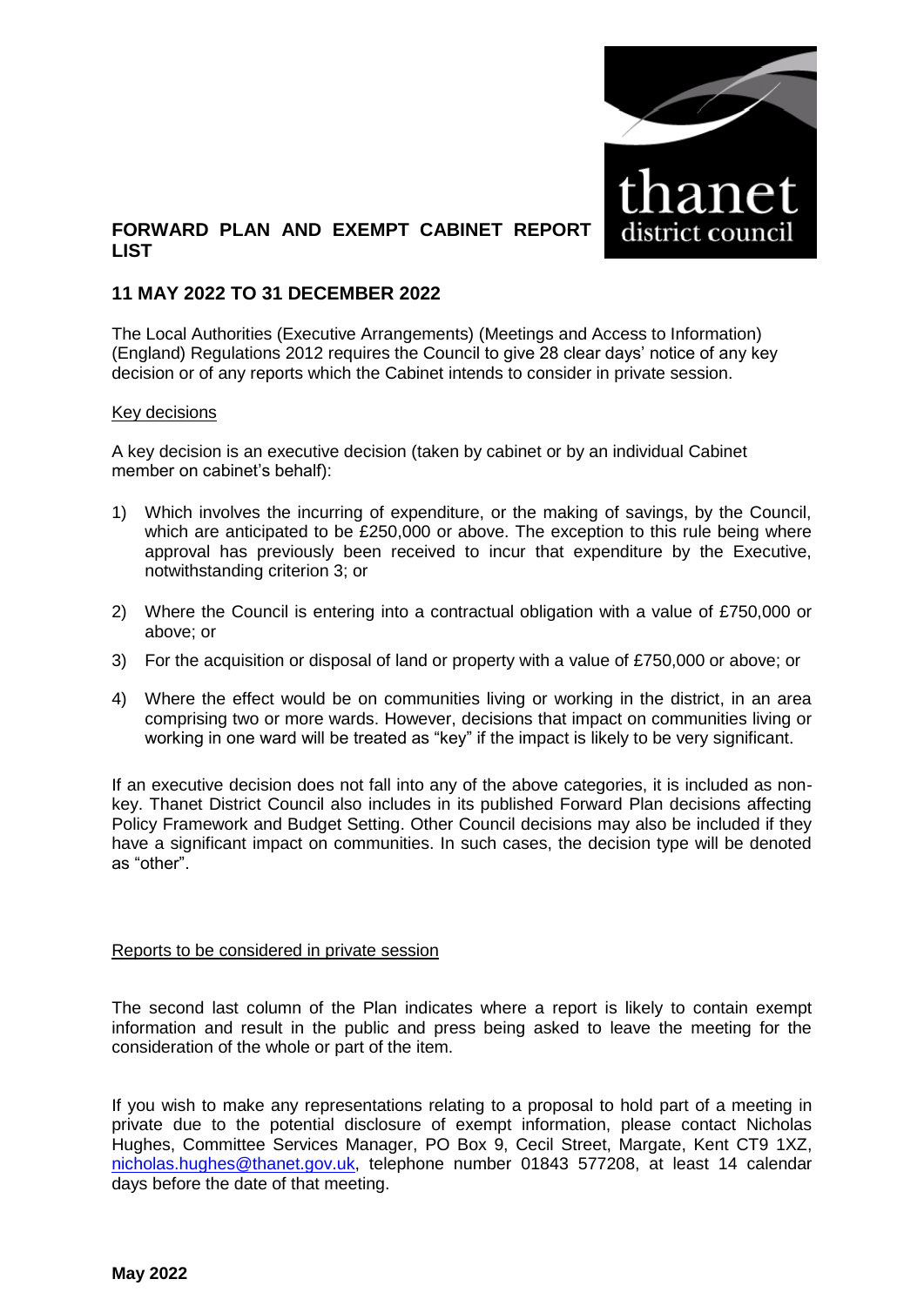# FORWARD PLAN AND EXEMPT CABINET REPORT LIST

thanet district council

## 11 MAY 2022 TO 31 DECEMBER 2022

The Local Authorities (Executive Arrangements) (Meetings and Access to Information) (England) Regulations 2012 requires the Council to give 28 clear days' notice of any key decision or of any reports which the Cabinet intends to consider in private session.

<u>Key decisions</u>

A key decision is an executive decision (taken by cabinet or by an individual Cabinet member on cabinet's behalf):

1) Which involves the incurring of expenditure, or the making of savings, by the Council, which are anticipated to be £250,000 or above. The exception to this rule being where approval has previously been received to incur that expenditure by the Executive, notwithstanding criterion 3; or

2) Where the Council is entering into a contractual obligation with a value of £750,000 or above; or

3) For the acquisition or disposal of land or property with a value of £750,000 or above; or

4) Where the effect would be on communities living or working in the district, in an area comprising two or more wards. However, decisions that impact on communities living or working in one ward will be treated as "key" if the impact is likely to be very significant.

If an executive decision does not fall into any of the above categories, it is included as non-key. Thanet District Council also includes in its published Forward Plan decisions affecting Policy Framework and Budget Setting. Other Council decisions may also be included if they have a significant impact on communities. In such cases, the decision type will be denoted as "other".

<u>Reports to be considered in private session</u>

The second last column of the Plan indicates where a report is likely to contain exempt information and result in the public and press being asked to leave the meeting for the consideration of the whole or part of the item.

If you wish to make any representations relating to a proposal to hold part of a meeting in private due to the potential disclosure of exempt information, please contact Nicholas Hughes, Committee Services Manager, PO Box 9, Cecil Street, Margate, Kent CT9 1XZ, nicholas.hughes@thanet.gov.uk, telephone number 01843 577208, at least 14 calendar days before the date of that meeting.

**May 2022**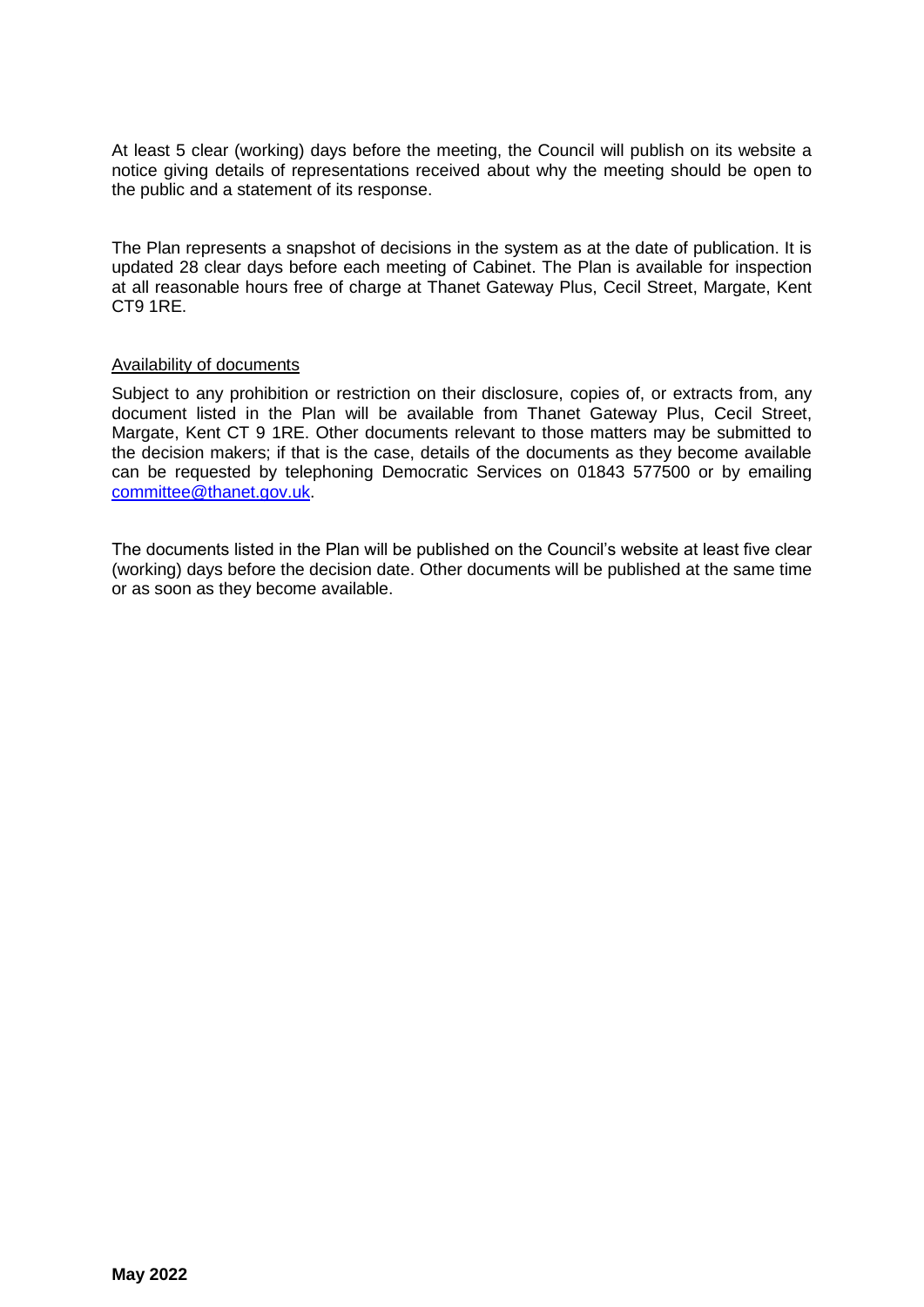At least 5 clear (working) days before the meeting, the Council will publish on its website a notice giving details of representations received about why the meeting should be open to the public and a statement of its response.

The Plan represents a snapshot of decisions in the system as at the date of publication. It is updated 28 clear days before each meeting of Cabinet. The Plan is available for inspection at all reasonable hours free of charge at Thanet Gateway Plus, Cecil Street, Margate, Kent CT9 1RE.

Availability of documents

Subject to any prohibition or restriction on their disclosure, copies of, or extracts from, any document listed in the Plan will be available from Thanet Gateway Plus, Cecil Street, Margate, Kent CT 9 1RE. Other documents relevant to those matters may be submitted to the decision makers; if that is the case, details of the documents as they become available can be requested by telephoning Democratic Services on 01843 577500 or by emailing committee@thanet.gov.uk.

The documents listed in the Plan will be published on the Council's website at least five clear (working) days before the decision date. Other documents will be published at the same time or as soon as they become available.

**May 2022**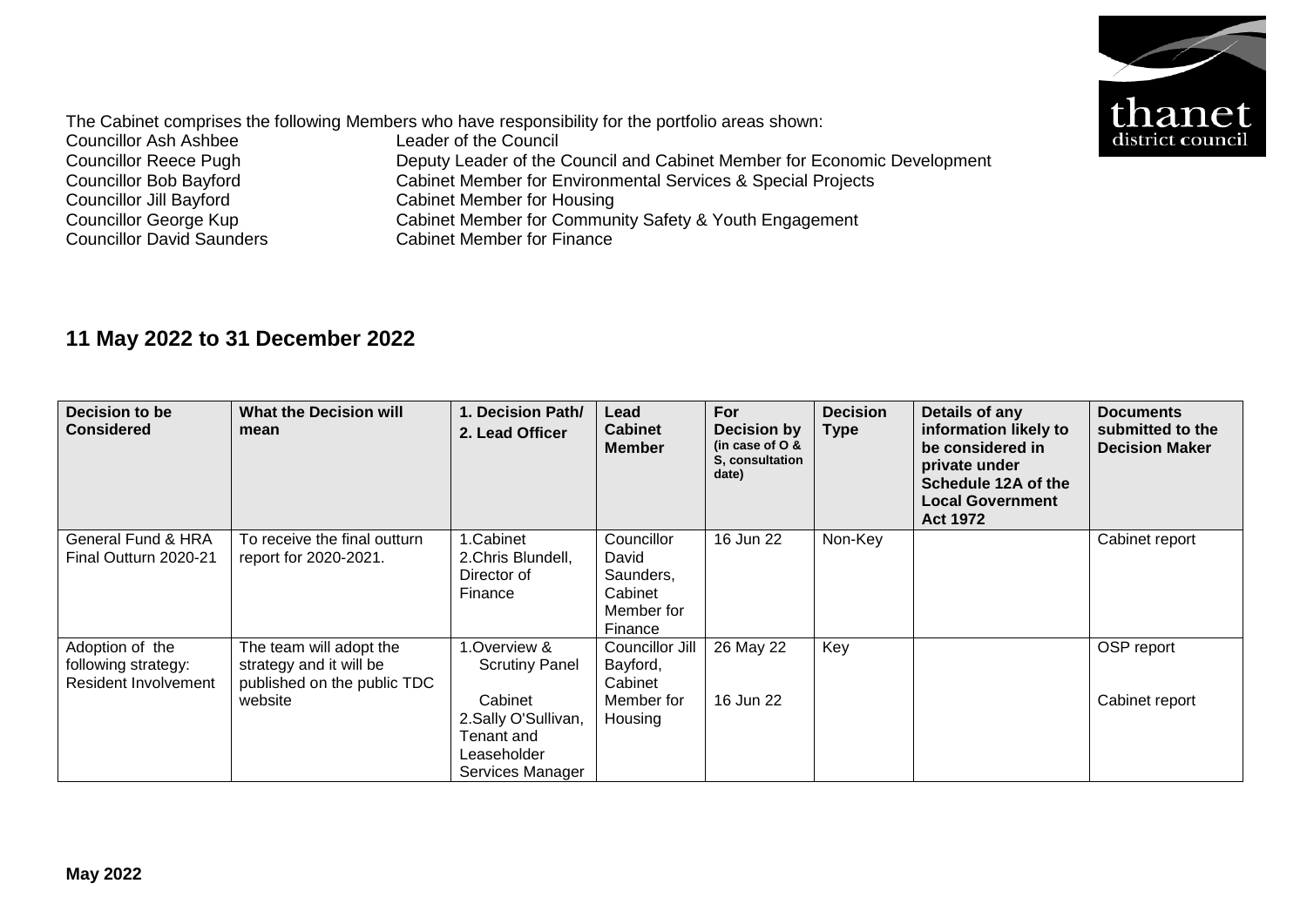The Cabinet comprises the following Members who have responsibility for the portfolio areas shown:

Councillor Ash Ashbee — Leader of the Council
Councillor Reece Pugh — Deputy Leader of the Council and Cabinet Member for Economic Development
Councillor Bob Bayford — Cabinet Member for Environmental Services & Special Projects
Councillor Jill Bayford — Cabinet Member for Housing
Councillor George Kup — Cabinet Member for Community Safety & Youth Engagement
Councillor David Saunders — Cabinet Member for Finance

## 11 May 2022 to 31 December 2022

| Decision to be Considered | What the Decision will mean | 1. Decision Path/ 2. Lead Officer | Lead Cabinet Member | For Decision by (in case of O & S, consultation date) | Decision Type | Details of any information likely to be considered in private under Schedule 12A of the Local Government Act 1972 | Documents submitted to the Decision Maker |
|---|---|---|---|---|---|---|---|
| General Fund & HRA Final Outturn 2020-21 | To receive the final outturn report for 2020-2021. | 1.Cabinet<br>2.Chris Blundell, Director of Finance | Councillor David Saunders, Cabinet Member for Finance | 16 Jun 22 | Non-Key | | Cabinet report |
| Adoption of the following strategy: Resident Involvement | The team will adopt the strategy and it will be published on the public TDC website | 1.Overview & Scrutiny Panel<br>Cabinet<br>2.Sally O'Sullivan, Tenant and Leaseholder Services Manager | Councillor Jill Bayford, Cabinet Member for Housing | 26 May 22<br>16 Jun 22 | Key | | OSP report<br>Cabinet report |

**May 2022**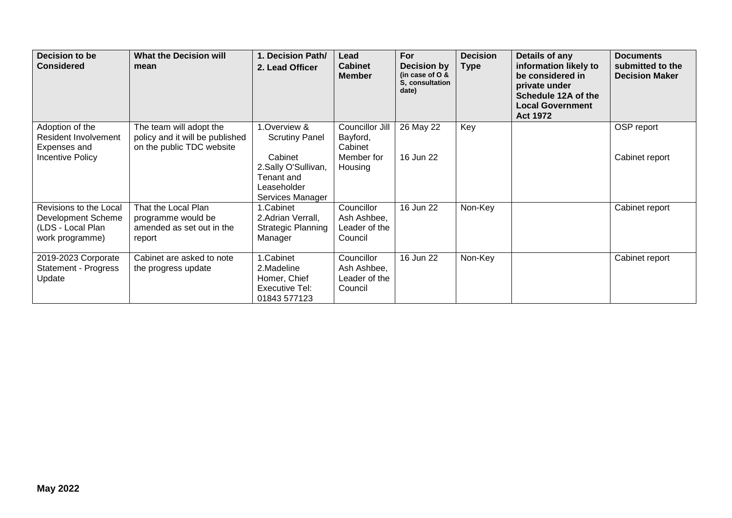| Decision to be Considered | What the Decision will mean | 1. Decision Path/ 2. Lead Officer | Lead Cabinet Member | For Decision by (in case of O & S, consultation date) | Decision Type | Details of any information likely to be considered in private under Schedule 12A of the Local Government Act 1972 | Documents submitted to the Decision Maker |
|---|---|---|---|---|---|---|---|
| Adoption of the Resident Involvement Expenses and Incentive Policy | The team will adopt the policy and it will be published on the public TDC website | 1.Overview & Scrutiny Panel<br><br>Cabinet<br>2.Sally O'Sullivan, Tenant and Leaseholder Services Manager | Councillor Jill Bayford, Cabinet Member for Housing | 26 May 22<br><br>16 Jun 22 | Key | | OSP report<br><br>Cabinet report |
| Revisions to the Local Development Scheme (LDS - Local Plan work programme) | That the Local Plan programme would be amended as set out in the report | 1.Cabinet<br>2.Adrian Verrall, Strategic Planning Manager | Councillor Ash Ashbee, Leader of the Council | 16 Jun 22 | Non-Key | | Cabinet report |
| 2019-2023 Corporate Statement - Progress Update | Cabinet are asked to note the progress update | 1.Cabinet<br>2.Madeline Homer, Chief Executive Tel: 01843 577123 | Councillor Ash Ashbee, Leader of the Council | 16 Jun 22 | Non-Key | | Cabinet report |

**May 2022**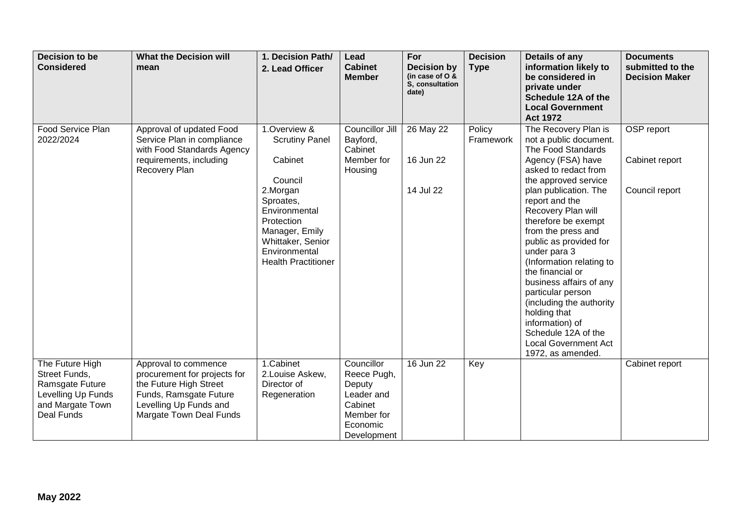| Decision to be Considered | What the Decision will mean | 1. Decision Path/ 2. Lead Officer | Lead Cabinet Member | For Decision by (in case of O & S, consultation date) | Decision Type | Details of any information likely to be considered in private under Schedule 12A of the Local Government Act 1972 | Documents submitted to the Decision Maker |
|---|---|---|---|---|---|---|---|
| Food Service Plan 2022/2024 | Approval of updated Food Service Plan in compliance with Food Standards Agency requirements, including Recovery Plan | 1.Overview & Scrutiny Panel<br><br>Cabinet<br><br>Council<br>2.Morgan Sproates, Environmental Protection Manager, Emily Whittaker, Senior Environmental Health Practitioner | Councillor Jill Bayford, Cabinet Member for Housing | 26 May 22<br><br>16 Jun 22<br><br>14 Jul 22 | Policy Framework | The Recovery Plan is not a public document. The Food Standards Agency (FSA) have asked to redact from the approved service plan publication. The report and the Recovery Plan will therefore be exempt from the press and public as provided for under para 3 (Information relating to the financial or business affairs of any particular person (including the authority holding that information) of Schedule 12A of the Local Government Act 1972, as amended. | OSP report<br><br>Cabinet report<br><br>Council report |
| The Future High Street Funds, Ramsgate Future Levelling Up Funds and Margate Town Deal Funds | Approval to commence procurement for projects for the Future High Street Funds, Ramsgate Future Levelling Up Funds and Margate Town Deal Funds | 1.Cabinet<br>2.Louise Askew, Director of Regeneration | Councillor Reece Pugh, Deputy Leader and Cabinet Member for Economic Development | 16 Jun 22 | Key | | Cabinet report |

**May 2022**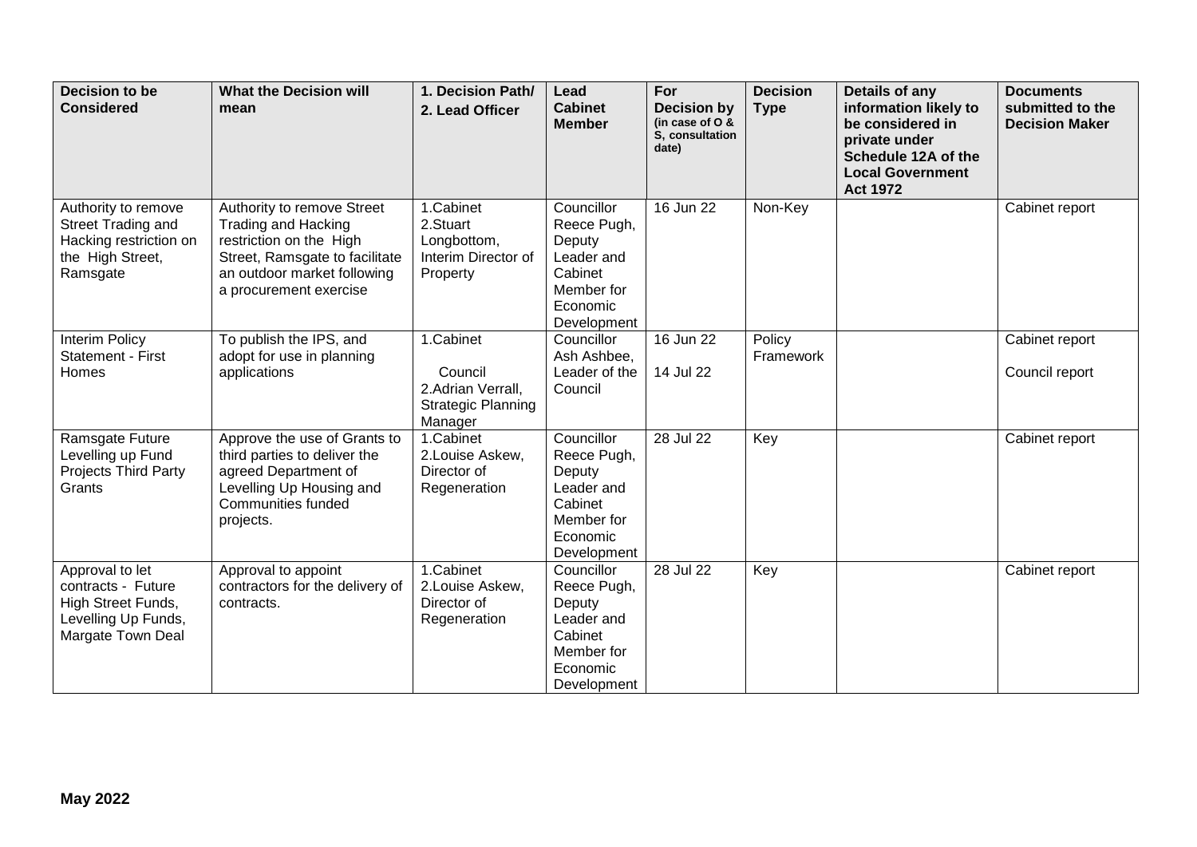| Decision to be Considered | What the Decision will mean | 1. Decision Path/ 2. Lead Officer | Lead Cabinet Member | For Decision by (in case of O & S, consultation date) | Decision Type | Details of any information likely to be considered in private under Schedule 12A of the Local Government Act 1972 | Documents submitted to the Decision Maker |
|---|---|---|---|---|---|---|---|
| Authority to remove Street Trading and Hacking restriction on the High Street, Ramsgate | Authority to remove Street Trading and Hacking restriction on the High Street, Ramsgate to facilitate an outdoor market following a procurement exercise | 1.Cabinet 2.Stuart Longbottom, Interim Director of Property | Councillor Reece Pugh, Deputy Leader and Cabinet Member for Economic Development | 16 Jun 22 | Non-Key | | Cabinet report |
| Interim Policy Statement - First Homes | To publish the IPS, and adopt for use in planning applications | 1.Cabinet Council 2.Adrian Verrall, Strategic Planning Manager | Councillor Ash Ashbee, Leader of the Council | 16 Jun 22 14 Jul 22 | Policy Framework | | Cabinet report Council report |
| Ramsgate Future Levelling up Fund Projects Third Party Grants | Approve the use of Grants to third parties to deliver the agreed Department of Levelling Up Housing and Communities funded projects. | 1.Cabinet 2.Louise Askew, Director of Regeneration | Councillor Reece Pugh, Deputy Leader and Cabinet Member for Economic Development | 28 Jul 22 | Key | | Cabinet report |
| Approval to let contracts - Future High Street Funds, Levelling Up Funds, Margate Town Deal | Approval to appoint contractors for the delivery of contracts. | 1.Cabinet 2.Louise Askew, Director of Regeneration | Councillor Reece Pugh, Deputy Leader and Cabinet Member for Economic Development | 28 Jul 22 | Key | | Cabinet report |

**May 2022**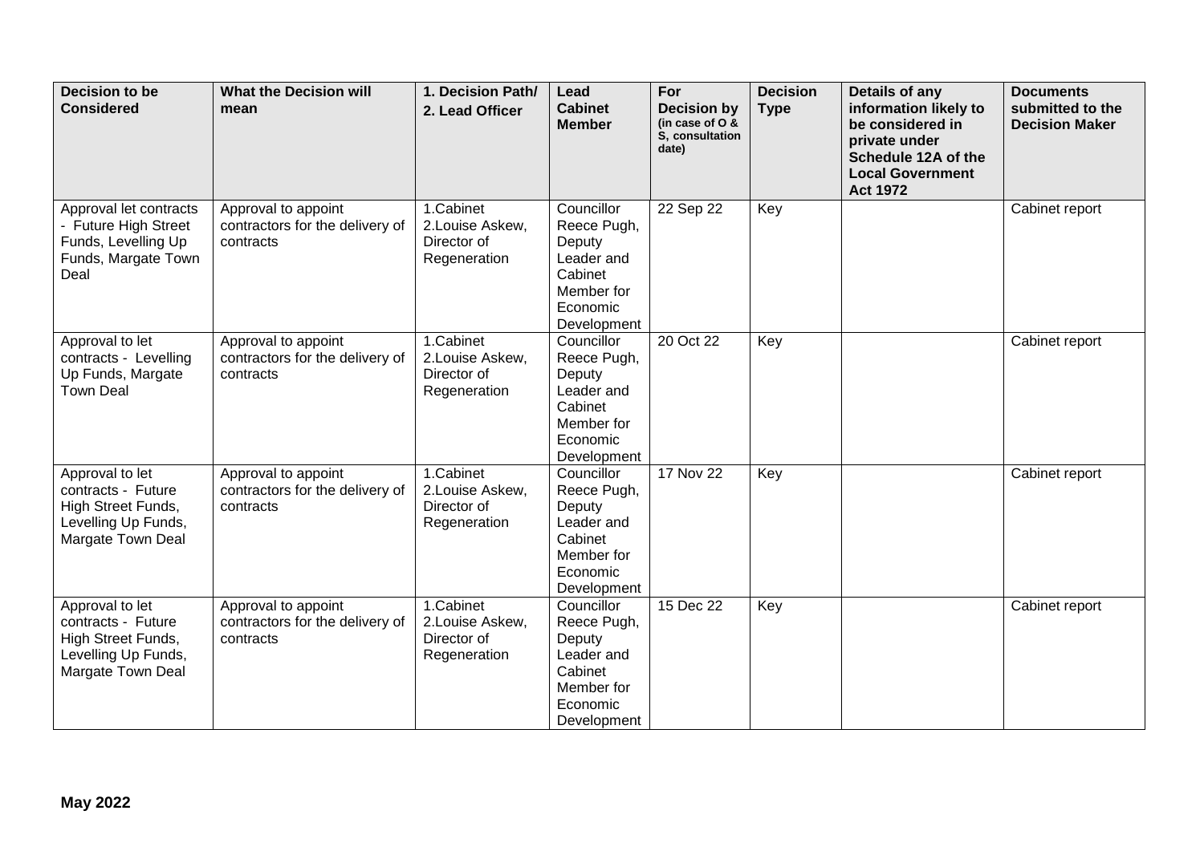| Decision to be Considered | What the Decision will mean | 1. Decision Path/ 2. Lead Officer | Lead Cabinet Member | For Decision by (in case of O & S, consultation date) | Decision Type | Details of any information likely to be considered in private under Schedule 12A of the Local Government Act 1972 | Documents submitted to the Decision Maker |
|---|---|---|---|---|---|---|---|
| Approval let contracts - Future High Street Funds, Levelling Up Funds, Margate Town Deal | Approval to appoint contractors for the delivery of contracts | 1.Cabinet 2.Louise Askew, Director of Regeneration | Councillor Reece Pugh, Deputy Leader and Cabinet Member for Economic Development | 22 Sep 22 | Key | | Cabinet report |
| Approval to let contracts - Levelling Up Funds, Margate Town Deal | Approval to appoint contractors for the delivery of contracts | 1.Cabinet 2.Louise Askew, Director of Regeneration | Councillor Reece Pugh, Deputy Leader and Cabinet Member for Economic Development | 20 Oct 22 | Key | | Cabinet report |
| Approval to let contracts - Future High Street Funds, Levelling Up Funds, Margate Town Deal | Approval to appoint contractors for the delivery of contracts | 1.Cabinet 2.Louise Askew, Director of Regeneration | Councillor Reece Pugh, Deputy Leader and Cabinet Member for Economic Development | 17 Nov 22 | Key | | Cabinet report |
| Approval to let contracts - Future High Street Funds, Levelling Up Funds, Margate Town Deal | Approval to appoint contractors for the delivery of contracts | 1.Cabinet 2.Louise Askew, Director of Regeneration | Councillor Reece Pugh, Deputy Leader and Cabinet Member for Economic Development | 15 Dec 22 | Key | | Cabinet report |

**May 2022**